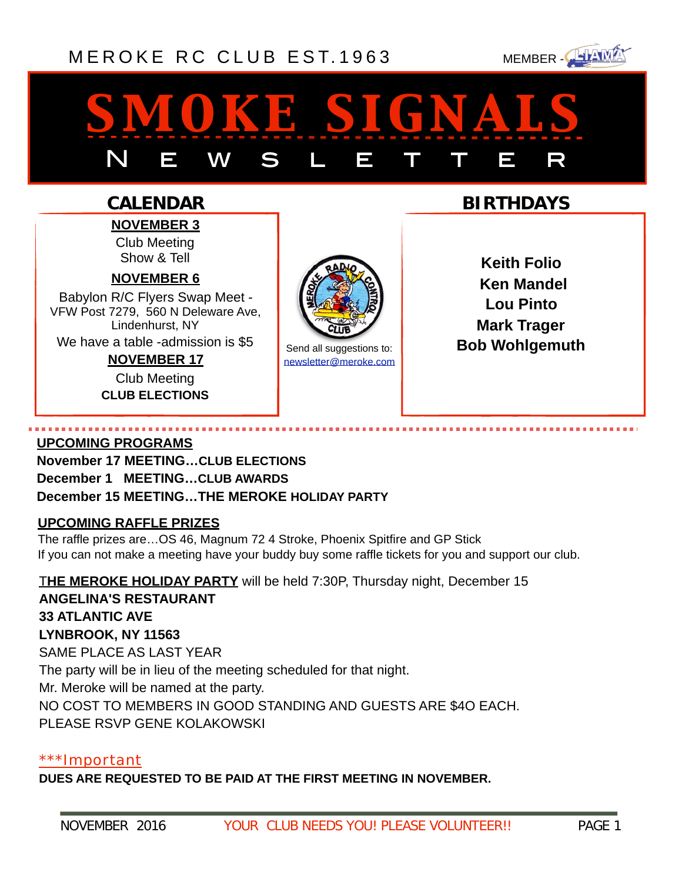MEROKE RC CLUB EST.1963

MEMBER - LIAMA

# SMOKE SIGNALS

## NEWSLETTER

## CALENDAR

**NOVEMBER 3**

Club Meeting
Show & Tell

**NOVEMBER 6**

Babylon R/C Flyers Swap Meet - VFW Post 7279, 560 N Deleware Ave, Lindenhurst, NY

We have a table -admission is $5

**NOVEMBER 17**

Club Meeting
**CLUB ELECTIONS**

Send all suggestions to: newsletter@meroke.com

## BIRTHDAYS

**Keith Folio**
**Ken Mandel**
**Lou Pinto**
**Mark Trager**
**Bob Wohlgemuth**

---

**UPCOMING PROGRAMS**

**November 17 MEETING…CLUB ELECTIONS**
**December 1 MEETING…CLUB AWARDS**
**December 15 MEETING…THE MEROKE HOLIDAY PARTY**

**UPCOMING RAFFLE PRIZES**

The raffle prizes are…OS 46, Magnum 72 4 Stroke, Phoenix Spitfire and GP Stick
If you can not make a meeting have your buddy buy some raffle tickets for you and support our club.

**THE MEROKE HOLIDAY PARTY** will be held 7:30P, Thursday night, December 15
**ANGELINA'S RESTAURANT**
**33 ATLANTIC AVE**
**LYNBROOK, NY 11563**
SAME PLACE AS LAST YEAR
The party will be in lieu of the meeting scheduled for that night.
Mr. Meroke will be named at the party.
NO COST TO MEMBERS IN GOOD STANDING AND GUESTS ARE $4O EACH.
PLEASE RSVP GENE KOLAKOWSKI

***Important

**DUES ARE REQUESTED TO BE PAID AT THE FIRST MEETING IN NOVEMBER.**

NOVEMBER 2016 YOUR CLUB NEEDS YOU! PLEASE VOLUNTEER!!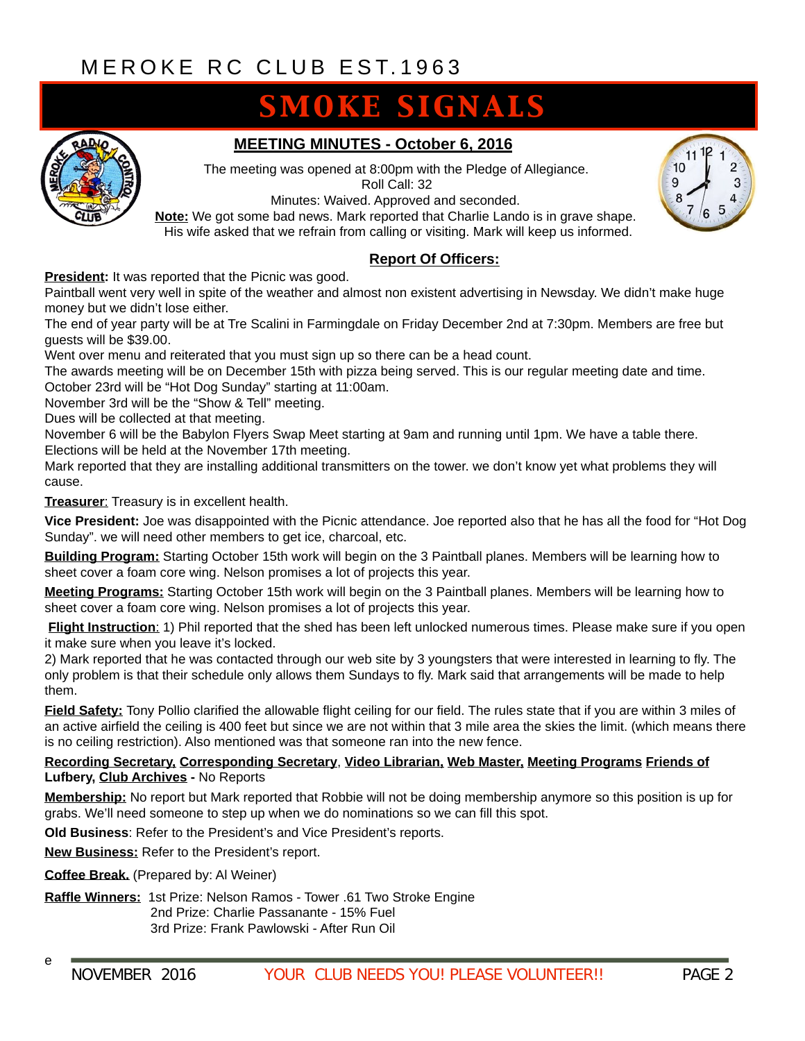MEROKE RC CLUB EST.1963

# SMOKE SIGNALS

## MEETING MINUTES - October 6, 2016

The meeting was opened at 8:00pm with the Pledge of Allegiance.
Roll Call: 32
Minutes: Waived. Approved and seconded.
**Note:** We got some bad news. Mark reported that Charlie Lando is in grave shape. His wife asked that we refrain from calling or visiting. Mark will keep us informed.

### Report Of Officers:

**President:** It was reported that the Picnic was good.
Paintball went very well in spite of the weather and almost non existent advertising in Newsday. We didn't make huge money but we didn't lose either.
The end of year party will be at Tre Scalini in Farmingdale on Friday December 2nd at 7:30pm. Members are free but guests will be $39.00.
Went over menu and reiterated that you must sign up so there can be a head count.
The awards meeting will be on December 15th with pizza being served. This is our regular meeting date and time.
October 23rd will be "Hot Dog Sunday" starting at 11:00am.
November 3rd will be the "Show & Tell" meeting.
Dues will be collected at that meeting.
November 6 will be the Babylon Flyers Swap Meet starting at 9am and running until 1pm. We have a table there.
Elections will be held at the November 17th meeting.
Mark reported that they are installing additional transmitters on the tower. we don't know yet what problems they will cause.

**Treasurer**: Treasury is in excellent health.

**Vice President:** Joe was disappointed with the Picnic attendance. Joe reported also that he has all the food for "Hot Dog Sunday". we will need other members to get ice, charcoal, etc.

**Building Program:** Starting October 15th work will begin on the 3 Paintball planes. Members will be learning how to sheet cover a foam core wing. Nelson promises a lot of projects this year.

**Meeting Programs:** Starting October 15th work will begin on the 3 Paintball planes. Members will be learning how to sheet cover a foam core wing. Nelson promises a lot of projects this year.

**Flight Instruction**: 1) Phil reported that the shed has been left unlocked numerous times. Please make sure if you open it make sure when you leave it's locked.
2) Mark reported that he was contacted through our web site by 3 youngsters that were interested in learning to fly. The only problem is that their schedule only allows them Sundays to fly. Mark said that arrangements will be made to help them.

**Field Safety:** Tony Pollio clarified the allowable flight ceiling for our field. The rules state that if you are within 3 miles of an active airfield the ceiling is 400 feet but since we are not within that 3 mile area the skies the limit. (which means there is no ceiling restriction). Also mentioned was that someone ran into the new fence.

**Recording Secretary, Corresponding Secretary**, **Video Librarian, Web Master, Meeting Programs Friends of Lufbery, Club Archives -** No Reports

**Membership:** No report but Mark reported that Robbie will not be doing membership anymore so this position is up for grabs. We'll need someone to step up when we do nominations so we can fill this spot.

**Old Business**: Refer to the President's and Vice President's reports.

**New Business:** Refer to the President's report.

**Coffee Break.** (Prepared by: Al Weiner)

**Raffle Winners:** 1st Prize: Nelson Ramos - Tower .61 Two Stroke Engine
2nd Prize: Charlie Passanante - 15% Fuel
3rd Prize: Frank Pawlowski - After Run Oil

YOUR CLUB NEEDS YOU! PLEASE VOLUNTEER!!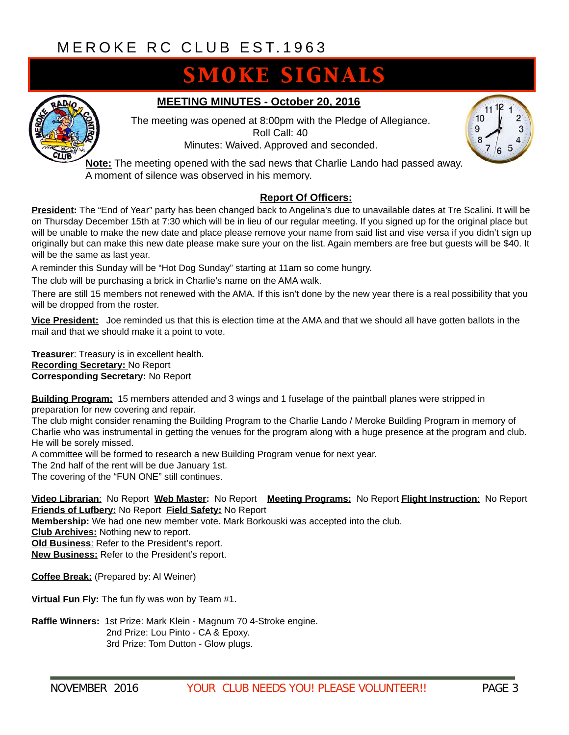MEROKE RC CLUB EST.1963

# SMOKE SIGNALS

## MEETING MINUTES - October 20, 2016

The meeting was opened at 8:00pm with the Pledge of Allegiance.
Roll Call: 40
Minutes: Waived. Approved and seconded.

**Note:** The meeting opened with the sad news that Charlie Lando had passed away. A moment of silence was observed in his memory.

### Report Of Officers:

**President:** The "End of Year" party has been changed back to Angelina's due to unavailable dates at Tre Scalini. It will be on Thursday December 15th at 7:30 which will be in lieu of our regular meeting. If you signed up for the original place but will be unable to make the new date and place please remove your name from said list and vise versa if you didn't sign up originally but can make this new date please make sure your on the list. Again members are free but guests will be $40. It will be the same as last year.

A reminder this Sunday will be "Hot Dog Sunday" starting at 11am so come hungry.

The club will be purchasing a brick in Charlie's name on the AMA walk.

There are still 15 members not renewed with the AMA. If this isn't done by the new year there is a real possibility that you will be dropped from the roster.

**Vice President:** Joe reminded us that this is election time at the AMA and that we should all have gotten ballots in the mail and that we should make it a point to vote.

**Treasurer**: Treasury is in excellent health.
**Recording Secretary:** No Report
**Corresponding Secretary:** No Report

**Building Program:** 15 members attended and 3 wings and 1 fuselage of the paintball planes were stripped in preparation for new covering and repair.
The club might consider renaming the Building Program to the Charlie Lando / Meroke Building Program in memory of Charlie who was instrumental in getting the venues for the program along with a huge presence at the program and club. He will be sorely missed.
A committee will be formed to research a new Building Program venue for next year.
The 2nd half of the rent will be due January 1st.
The covering of the "FUN ONE" still continues.

**Video Librarian**: No Report **Web Master:** No Report **Meeting Programs:** No Report **Flight Instruction**: No Report
**Friends of Lufbery:** No Report **Field Safety:** No Report
**Membership:** We had one new member vote. Mark Borkouski was accepted into the club.
**Club Archives:** Nothing new to report.
**Old Business**: Refer to the President's report.
**New Business:** Refer to the President's report.

**Coffee Break:** (Prepared by: Al Weiner)

**Virtual Fun Fly:** The fun fly was won by Team #1.

**Raffle Winners:** 1st Prize: Mark Klein - Magnum 70 4-Stroke engine.
2nd Prize: Lou Pinto - CA & Epoxy.
3rd Prize: Tom Dutton - Glow plugs.

YOUR CLUB NEEDS YOU! PLEASE VOLUNTEER!!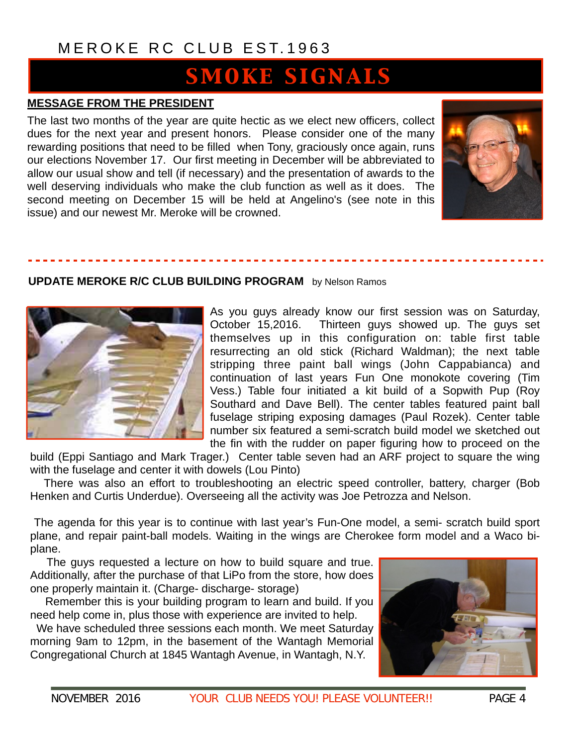MEROKE RC CLUB EST.1963

# SMOKE SIGNALS

## MESSAGE FROM THE PRESIDENT

The last two months of the year are quite hectic as we elect new officers, collect dues for the next year and present honors. Please consider one of the many rewarding positions that need to be filled when Tony, graciously once again, runs our elections November 17. Our first meeting in December will be abbreviated to allow our usual show and tell (if necessary) and the presentation of awards to the well deserving individuals who make the club function as well as it does. The second meeting on December 15 will be held at Angelino's (see note in this issue) and our newest Mr. Meroke will be crowned.

---

## UPDATE MEROKE R/C CLUB BUILDING PROGRAM by Nelson Ramos

As you guys already know our first session was on Saturday, October 15,2016. Thirteen guys showed up. The guys set themselves up in this configuration on: table first table resurrecting an old stick (Richard Waldman); the next table stripping three paint ball wings (John Cappabianca) and continuation of last years Fun One monokote covering (Tim Vess.) Table four initiated a kit build of a Sopwith Pup (Roy Southard and Dave Bell). The center tables featured paint ball fuselage striping exposing damages (Paul Rozek). Center table number six featured a semi-scratch build model we sketched out the fin with the rudder on paper figuring how to proceed on the build (Eppi Santiago and Mark Trager.) Center table seven had an ARF project to square the wing with the fuselage and center it with dowels (Lou Pinto)

There was also an effort to troubleshooting an electric speed controller, battery, charger (Bob Henken and Curtis Underdue). Overseeing all the activity was Joe Petrozza and Nelson.

The agenda for this year is to continue with last year's Fun-One model, a semi- scratch build sport plane, and repair paint-ball models. Waiting in the wings are Cherokee form model and a Waco bi-plane.

The guys requested a lecture on how to build square and true. Additionally, after the purchase of that LiPo from the store, how does one properly maintain it. (Charge- discharge- storage)

Remember this is your building program to learn and build. If you need help come in, plus those with experience are invited to help.

We have scheduled three sessions each month. We meet Saturday morning 9am to 12pm, in the basement of the Wantagh Memorial Congregational Church at 1845 Wantagh Avenue, in Wantagh, N.Y.

YOUR CLUB NEEDS YOU! PLEASE VOLUNTEER!!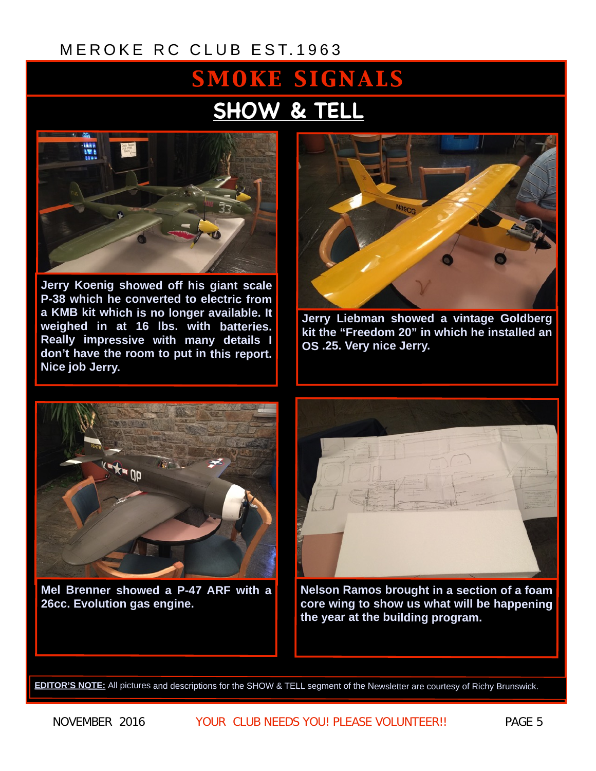MEROKE RC CLUB EST.1963

# SMOKE SIGNALS

## SHOW & TELL

**Jerry Koenig showed off his giant scale P-38 which he converted to electric from a KMB kit which is no longer available. It weighed in at 16 lbs. with batteries. Really impressive with many details I don't have the room to put in this report. Nice job Jerry.**

**Jerry Liebman showed a vintage Goldberg kit the "Freedom 20" in which he installed an OS .25. Very nice Jerry.**

**Mel Brenner showed a P-47 ARF with a 26cc. Evolution gas engine.**

**Nelson Ramos brought in a section of a foam core wing to show us what will be happening the year at the building program.**

**EDITOR'S NOTE:** All pictures and descriptions for the SHOW & TELL segment of the Newsletter are courtesy of Richy Brunswick.

NOVEMBER 2016 YOUR CLUB NEEDS YOU! PLEASE VOLUNTEER!!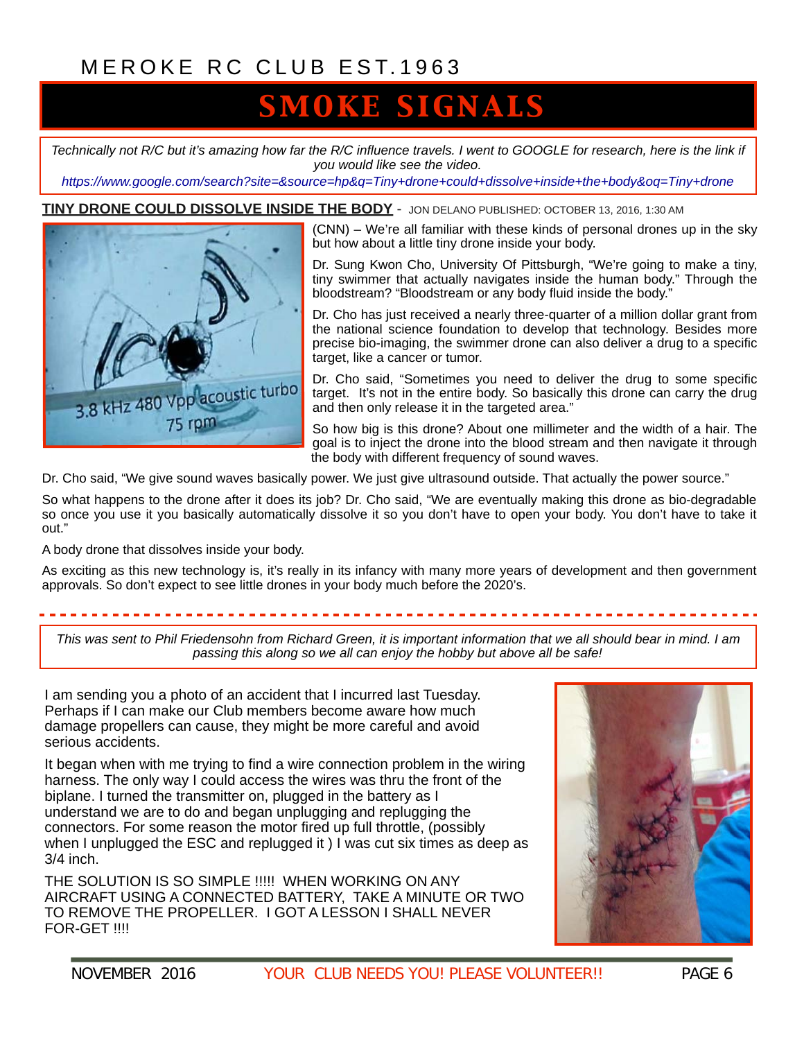MEROKE RC CLUB EST.1963

# SMOKE SIGNALS

*Technically not R/C but it's amazing how far the R/C influence travels. I went to GOOGLE for research, here is the link if you would like see the video.*

*https://www.google.com/search?site=&source=hp&q=Tiny+drone+could+dissolve+inside+the+body&oq=Tiny+drone*

## TINY DRONE COULD DISSOLVE INSIDE THE BODY - JON DELANO PUBLISHED: OCTOBER 13, 2016, 1:30 AM

3.8 kHz 480 Vpp acoustic turbo
75 rpm

(CNN) – We're all familiar with these kinds of personal drones up in the sky but how about a little tiny drone inside your body.

Dr. Sung Kwon Cho, University Of Pittsburgh, "We're going to make a tiny, tiny swimmer that actually navigates inside the human body." Through the bloodstream? "Bloodstream or any body fluid inside the body."

Dr. Cho has just received a nearly three-quarter of a million dollar grant from the national science foundation to develop that technology. Besides more precise bio-imaging, the swimmer drone can also deliver a drug to a specific target, like a cancer or tumor.

Dr. Cho said, "Sometimes you need to deliver the drug to some specific target. It's not in the entire body. So basically this drone can carry the drug and then only release it in the targeted area."

So how big is this drone? About one millimeter and the width of a hair. The goal is to inject the drone into the blood stream and then navigate it through the body with different frequency of sound waves.

Dr. Cho said, "We give sound waves basically power. We just give ultrasound outside. That actually the power source."

So what happens to the drone after it does its job? Dr. Cho said, "We are eventually making this drone as bio-degradable so once you use it you basically automatically dissolve it so you don't have to open your body. You don't have to take it out."

A body drone that dissolves inside your body.

As exciting as this new technology is, it's really in its infancy with many more years of development and then government approvals. So don't expect to see little drones in your body much before the 2020's.

---

*This was sent to Phil Friedensohn from Richard Green, it is important information that we all should bear in mind. I am passing this along so we all can enjoy the hobby but above all be safe!*

I am sending you a photo of an accident that I incurred last Tuesday. Perhaps if I can make our Club members become aware how much damage propellers can cause, they might be more careful and avoid serious accidents.

It began when with me trying to find a wire connection problem in the wiring harness. The only way I could access the wires was thru the front of the biplane. I turned the transmitter on, plugged in the battery as I understand we are to do and began unplugging and replugging the connectors. For some reason the motor fired up full throttle, (possibly when I unplugged the ESC and replugged it ) I was cut six times as deep as 3/4 inch.

THE SOLUTION IS SO SIMPLE !!!!! WHEN WORKING ON ANY AIRCRAFT USING A CONNECTED BATTERY, TAKE A MINUTE OR TWO TO REMOVE THE PROPELLER. I GOT A LESSON I SHALL NEVER FOR-GET !!!!

NOVEMBER 2016 YOUR CLUB NEEDS YOU! PLEASE VOLUNTEER!!